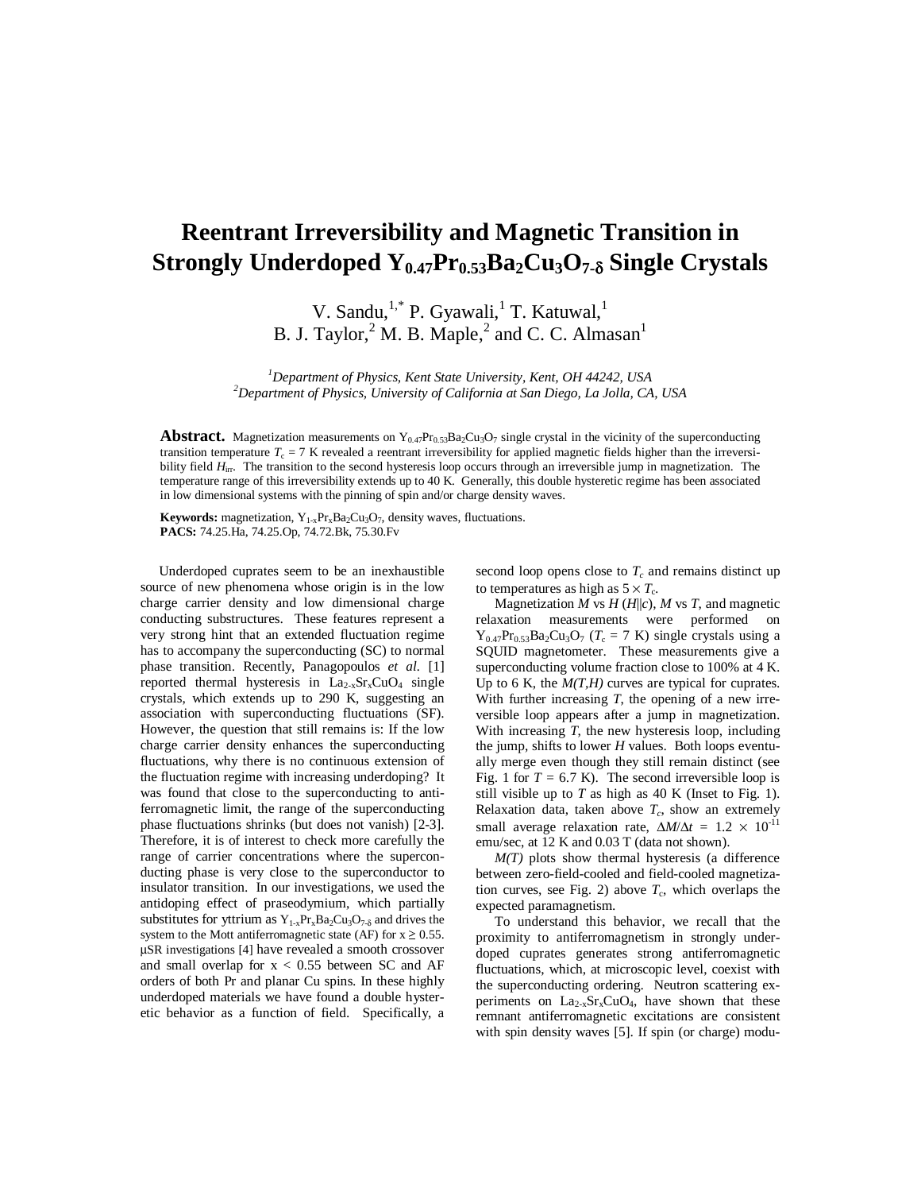# Reentrant Irreversibility and Magnetic Transition in Strongly Underdoped $Y_{0.47}Pr_{0.53}Ba_2Cu_3O_{7-\delta}$ Single Crystals

V. Sandu,[1,*] P. Gyawali,[1] T. Katuwal,[1]
B. J. Taylor,[2] M. B. Maple,[2] and C. C. Almasan[1]

[1]*Department of Physics, Kent State University, Kent, OH 44242, USA*
[2]*Department of Physics, University of California at San Diego, La Jolla, CA, USA*

**Abstract.** Magnetization measurements on $Y_{0.47}Pr_{0.53}Ba_2Cu_3O_7$ single crystal in the vicinity of the superconducting transition temperature $T_c$ = 7 K revealed a reentrant irreversibility for applied magnetic fields higher than the irreversibility field $H_{irr}$. The transition to the second hysteresis loop occurs through an irreversible jump in magnetization. The temperature range of this irreversibility extends up to 40 K. Generally, this double hysteretic regime has been associated in low dimensional systems with the pinning of spin and/or charge density waves.

**Keywords:** magnetization, $Y_{1-x}Pr_xBa_2Cu_3O_7$, density waves, fluctuations.
**PACS:** 74.25.Ha, 74.25.Op, 74.72.Bk, 75.30.Fv

Underdoped cuprates seem to be an inexhaustible source of new phenomena whose origin is in the low charge carrier density and low dimensional charge conducting substructures. These features represent a very strong hint that an extended fluctuation regime has to accompany the superconducting (SC) to normal phase transition. Recently, Panagopoulos *et al.* [1] reported thermal hysteresis in $La_{2-x}Sr_xCuO_4$ single crystals, which extends up to 290 K, suggesting an association with superconducting fluctuations (SF). However, the question that still remains is: If the low charge carrier density enhances the superconducting fluctuations, why there is no continuous extension of the fluctuation regime with increasing underdoping? It was found that close to the superconducting to antiferromagnetic limit, the range of the superconducting phase fluctuations shrinks (but does not vanish) [2-3]. Therefore, it is of interest to check more carefully the range of carrier concentrations where the superconducting phase is very close to the superconductor to insulator transition. In our investigations, we used the antidoping effect of praseodymium, which partially substitutes for yttrium as $Y_{1-x}Pr_xBa_2Cu_3O_{7-\delta}$ and drives the system to the Mott antiferromagnetic state (AF) for $x \geq 0.55$. μSR investigations [4] have revealed a smooth crossover and small overlap for $x < 0.55$ between SC and AF orders of both Pr and planar Cu spins. In these highly underdoped materials we have found a double hysteretic behavior as a function of field. Specifically, a second loop opens close to $T_c$ and remains distinct up to temperatures as high as $5 \times T_c$.

Magnetization $M$ vs $H$ ($H \| c$), $M$ vs $T$, and magnetic relaxation measurements were performed on $Y_{0.47}Pr_{0.53}Ba_2Cu_3O_7$ ($T_c$ = 7 K) single crystals using a SQUID magnetometer. These measurements give a superconducting volume fraction close to 100% at 4 K. Up to 6 K, the $M(T,H)$ curves are typical for cuprates. With further increasing $T$, the opening of a new irreversible loop appears after a jump in magnetization. With increasing $T$, the new hysteresis loop, including the jump, shifts to lower $H$ values. Both loops eventually merge even though they still remain distinct (see Fig. 1 for $T$ = 6.7 K). The second irreversible loop is still visible up to $T$ as high as 40 K (Inset to Fig. 1). Relaxation data, taken above $T_c$, show an extremely small average relaxation rate, $\Delta M/\Delta t = 1.2 \times 10^{-11}$ emu/sec, at 12 K and 0.03 T (data not shown).

$M(T)$ plots show thermal hysteresis (a difference between zero-field-cooled and field-cooled magnetization curves, see Fig. 2) above $T_c$, which overlaps the expected paramagnetism.

To understand this behavior, we recall that the proximity to antiferromagnetism in strongly underdoped cuprates generates strong antiferromagnetic fluctuations, which, at microscopic level, coexist with the superconducting ordering. Neutron scattering experiments on $La_{2-x}Sr_xCuO_4$, have shown that these remnant antiferromagnetic excitations are consistent with spin density waves [5]. If spin (or charge) modu-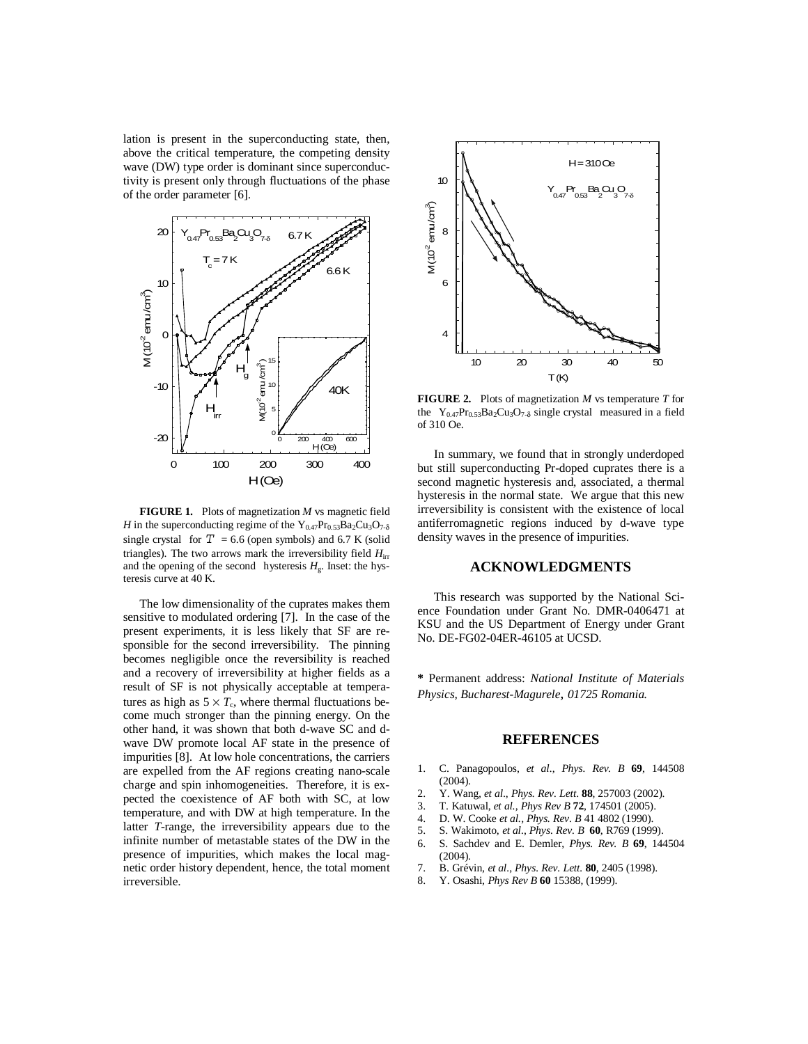lation is present in the superconducting state, then, above the critical temperature, the competing density wave (DW) type order is dominant since superconductivity is present only through fluctuations of the phase of the order parameter [6].

$Y_{0.47}Pr_{0.53}Ba_2Cu_3O_{7-\delta}$

6.7 K

$T_c = 7$ K

6.6 K

$H_g$

$H_{irr}$

40K

$M (10^{-2}$ emu/cm$^3)$

H (Oe)

**FIGURE 1.** Plots of magnetization $M$ vs magnetic field $H$ in the superconducting regime of the $Y_{0.47}Pr_{0.53}Ba_2Cu_3O_{7-\delta}$ single crystal for $T$ = 6.6 (open symbols) and 6.7 K (solid triangles). The two arrows mark the irreversibility field $H_{irr}$ and the opening of the second hysteresis $H_g$. Inset: the hysteresis curve at 40 K.

The low dimensionality of the cuprates makes them sensitive to modulated ordering [7]. In the case of the present experiments, it is less likely that SF are responsible for the second irreversibility. The pinning becomes negligible once the reversibility is reached and a recovery of irreversibility at higher fields as a result of SF is not physically acceptable at temperatures as high as $5 \times T_c$, where thermal fluctuations become much stronger than the pinning energy. On the other hand, it was shown that both d-wave SC and d-wave DW promote local AF state in the presence of impurities [8]. At low hole concentrations, the carriers are expelled from the AF regions creating nano-scale charge and spin inhomogeneities. Therefore, it is expected the coexistence of AF both with SC, at low temperature, and with DW at high temperature. In the latter $T$-range, the irreversibility appears due to the infinite number of metastable states of the DW in the presence of impurities, which makes the local magnetic order history dependent, hence, the total moment irreversible.

H = 310 Oe

$Y_{0.47}Pr_{0.53}Ba_2Cu_3O_{7-\delta}$

$M (10^{-2}$ emu/cm$^3)$

T (K)

**FIGURE 2.** Plots of magnetization $M$ vs temperature $T$ for the $Y_{0.47}Pr_{0.53}Ba_2Cu_3O_{7-\delta}$ single crystal measured in a field of 310 Oe.

In summary, we found that in strongly underdoped but still superconducting Pr-doped cuprates there is a second magnetic hysteresis and, associated, a thermal hysteresis in the normal state. We argue that this new irreversibility is consistent with the existence of local antiferromagnetic regions induced by d-wave type density waves in the presence of impurities.

## ACKNOWLEDGMENTS

This research was supported by the National Science Foundation under Grant No. DMR-0406471 at KSU and the US Department of Energy under Grant No. DE-FG02-04ER-46105 at UCSD.

**\*** Permanent address: *National Institute of Materials Physics, Bucharest-Magurele*, *01725 Romania.*

## REFERENCES

1. C. Panagopoulos, *et al*., *Phys. Rev. B* **69**, 144508 (2004).
2. Y. Wang, *et al*., *Phys. Rev. Lett*. **88**, 257003 (2002).
3. T. Katuwal, *et al.*, *Phys Rev B* **72**, 174501 (2005).
4. D. W. Cooke *et al.*, *Phys. Rev. B* 41 4802 (1990).
5. S. Wakimoto, *et al*., *Phys. Rev. B* **60**, R769 (1999).
6. S. Sachdev and E. Demler, *Phys. Rev. B* **69**, 144504 (2004).
7. B. Grévin, *et al*., *Phys. Rev. Lett.* **80**, 2405 (1998).
8. Y. Osashi, *Phys Rev B* **60** 15388, (1999).